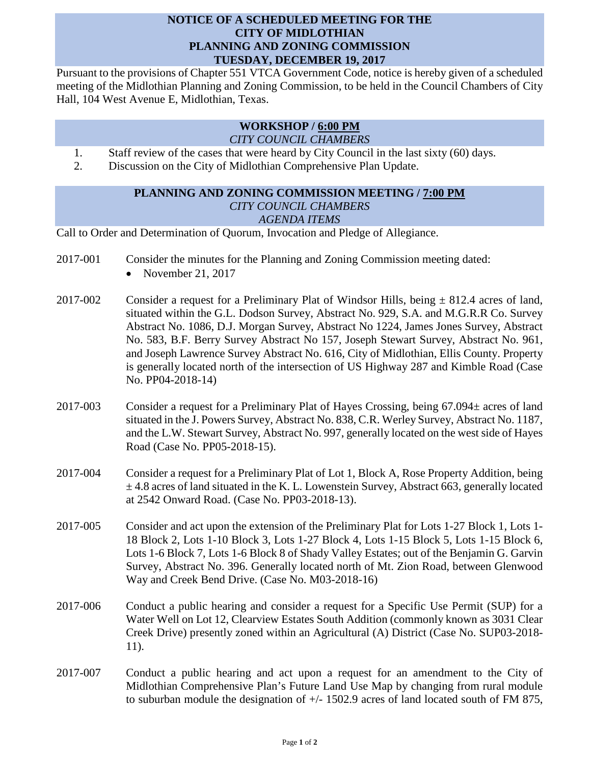# NOTICE OF A SCHEDULED MEETING FOR THE CITY OF MIDLOTHIAN PLANNING AND ZONING COMMISSION TUESDAY, DECEMBER 19, 2017

Pursuant to the provisions of Chapter 551 VTCA Government Code, notice is hereby given of a scheduled meeting of the Midlothian Planning and Zoning Commission, to be held in the Council Chambers of City Hall, 104 West Avenue E, Midlothian, Texas.

## WORKSHOP / 6:00 PM

*CITY COUNCIL CHAMBERS*

1. Staff review of the cases that were heard by City Council in the last sixty (60) days.
2. Discussion on the City of Midlothian Comprehensive Plan Update.

## PLANNING AND ZONING COMMISSION MEETING / 7:00 PM

*CITY COUNCIL CHAMBERS*

*AGENDA ITEMS*

Call to Order and Determination of Quorum, Invocation and Pledge of Allegiance.

2017-001 Consider the minutes for the Planning and Zoning Commission meeting dated:

- November 21, 2017

2017-002 Consider a request for a Preliminary Plat of Windsor Hills, being ± 812.4 acres of land, situated within the G.L. Dodson Survey, Abstract No. 929, S.A. and M.G.R.R Co. Survey Abstract No. 1086, D.J. Morgan Survey, Abstract No 1224, James Jones Survey, Abstract No. 583, B.F. Berry Survey Abstract No 157, Joseph Stewart Survey, Abstract No. 961, and Joseph Lawrence Survey Abstract No. 616, City of Midlothian, Ellis County. Property is generally located north of the intersection of US Highway 287 and Kimble Road (Case No. PP04-2018-14)

2017-003 Consider a request for a Preliminary Plat of Hayes Crossing, being 67.094± acres of land situated in the J. Powers Survey, Abstract No. 838, C.R. Werley Survey, Abstract No. 1187, and the L.W. Stewart Survey, Abstract No. 997, generally located on the west side of Hayes Road (Case No. PP05-2018-15).

2017-004 Consider a request for a Preliminary Plat of Lot 1, Block A, Rose Property Addition, being ± 4.8 acres of land situated in the K. L. Lowenstein Survey, Abstract 663, generally located at 2542 Onward Road. (Case No. PP03-2018-13).

2017-005 Consider and act upon the extension of the Preliminary Plat for Lots 1-27 Block 1, Lots 1-18 Block 2, Lots 1-10 Block 3, Lots 1-27 Block 4, Lots 1-15 Block 5, Lots 1-15 Block 6, Lots 1-6 Block 7, Lots 1-6 Block 8 of Shady Valley Estates; out of the Benjamin G. Garvin Survey, Abstract No. 396. Generally located north of Mt. Zion Road, between Glenwood Way and Creek Bend Drive. (Case No. M03-2018-16)

2017-006 Conduct a public hearing and consider a request for a Specific Use Permit (SUP) for a Water Well on Lot 12, Clearview Estates South Addition (commonly known as 3031 Clear Creek Drive) presently zoned within an Agricultural (A) District (Case No. SUP03-2018-11).

2017-007 Conduct a public hearing and act upon a request for an amendment to the City of Midlothian Comprehensive Plan's Future Land Use Map by changing from rural module to suburban module the designation of +/- 1502.9 acres of land located south of FM 875,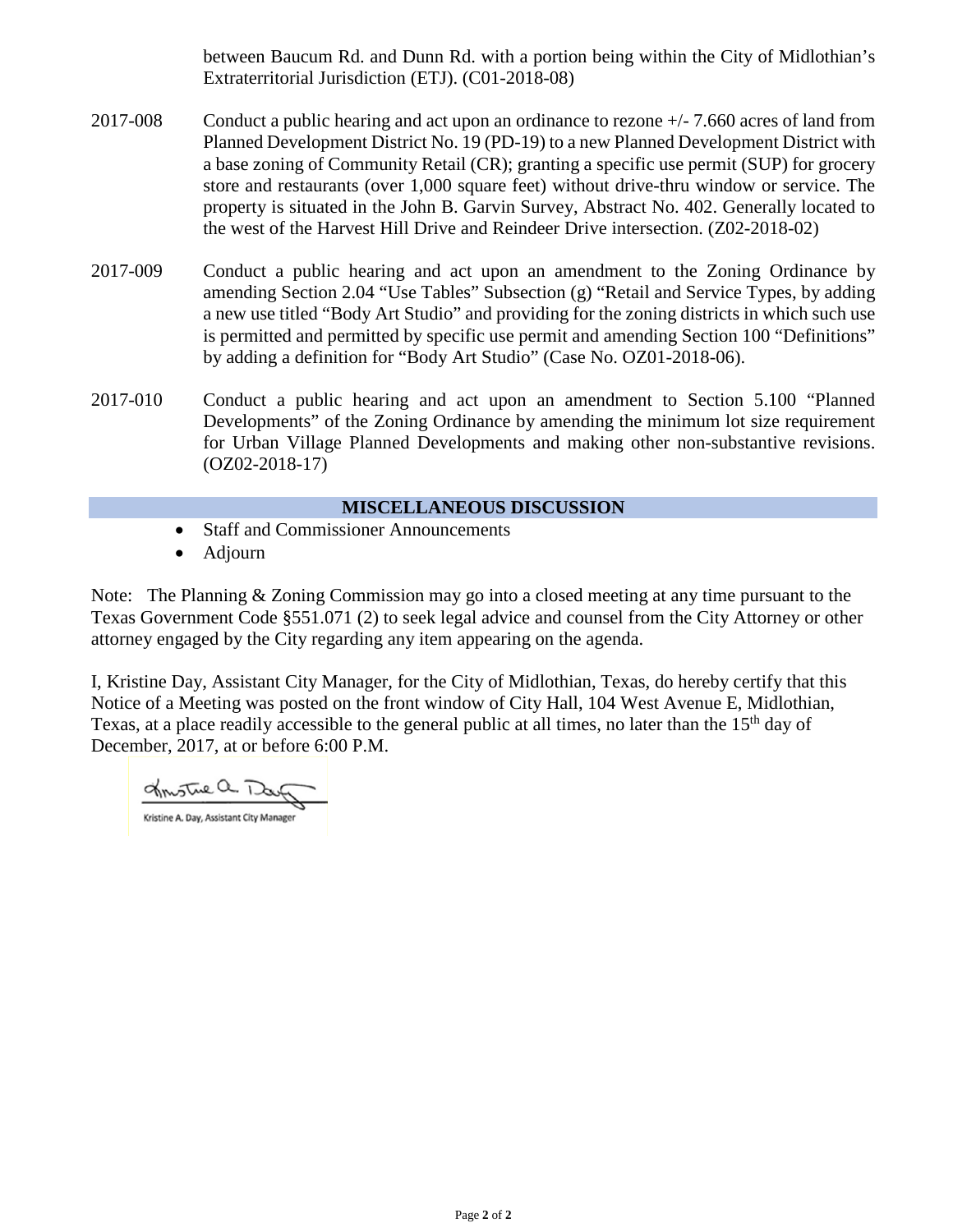between Baucum Rd. and Dunn Rd. with a portion being within the City of Midlothian's Extraterritorial Jurisdiction (ETJ). (C01-2018-08)

2017-008 Conduct a public hearing and act upon an ordinance to rezone +/- 7.660 acres of land from Planned Development District No. 19 (PD-19) to a new Planned Development District with a base zoning of Community Retail (CR); granting a specific use permit (SUP) for grocery store and restaurants (over 1,000 square feet) without drive-thru window or service. The property is situated in the John B. Garvin Survey, Abstract No. 402. Generally located to the west of the Harvest Hill Drive and Reindeer Drive intersection. (Z02-2018-02)

2017-009 Conduct a public hearing and act upon an amendment to the Zoning Ordinance by amending Section 2.04 "Use Tables" Subsection (g) "Retail and Service Types, by adding a new use titled "Body Art Studio" and providing for the zoning districts in which such use is permitted and permitted by specific use permit and amending Section 100 "Definitions" by adding a definition for "Body Art Studio" (Case No. OZ01-2018-06).

2017-010 Conduct a public hearing and act upon an amendment to Section 5.100 "Planned Developments" of the Zoning Ordinance by amending the minimum lot size requirement for Urban Village Planned Developments and making other non-substantive revisions. (OZ02-2018-17)

## MISCELLANEOUS DISCUSSION

- Staff and Commissioner Announcements
- Adjourn

Note: The Planning & Zoning Commission may go into a closed meeting at any time pursuant to the Texas Government Code §551.071 (2) to seek legal advice and counsel from the City Attorney or other attorney engaged by the City regarding any item appearing on the agenda.

I, Kristine Day, Assistant City Manager, for the City of Midlothian, Texas, do hereby certify that this Notice of a Meeting was posted on the front window of City Hall, 104 West Avenue E, Midlothian, Texas, at a place readily accessible to the general public at all times, no later than the 15th day of December, 2017, at or before 6:00 P.M.

Kristine A. Day, Assistant City Manager